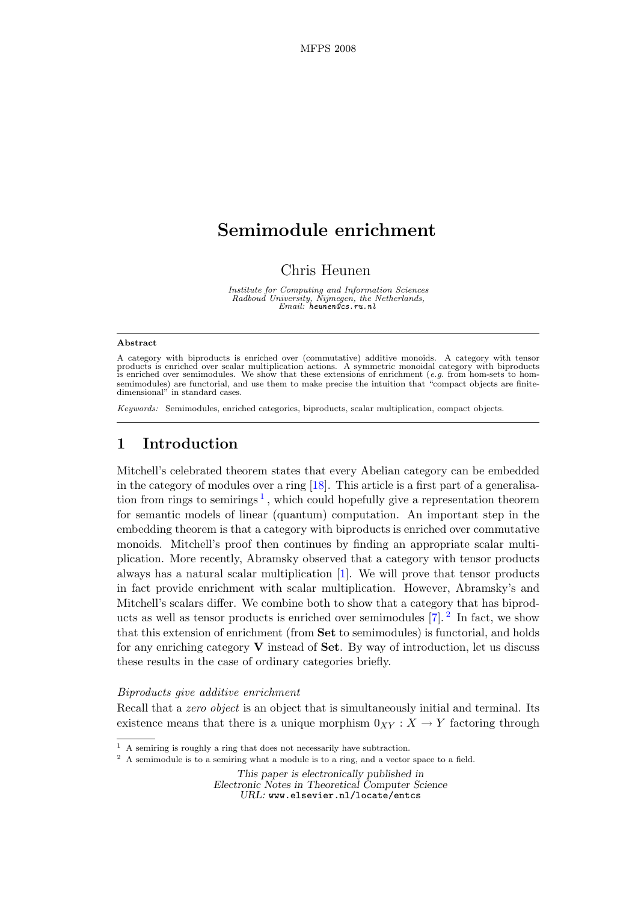# Semimodule enrichment

Chris Heunen

*Institute for Computing and Information Sciences*
*Radboud University, Nijmegen, the Netherlands,*
*Email:* heunen@cs.ru.nl

---

**Abstract**

A category with biproducts is enriched over (commutative) additive monoids. A category with tensor products is enriched over scalar multiplication actions. A symmetric monoidal category with biproducts is enriched over semimodules. We show that these extensions of enrichment (*e.g.* from hom-sets to hom-semimodules) are functorial, and use them to make precise the intuition that "compact objects are finite-dimensional" in standard cases.

*Keywords:* Semimodules, enriched categories, biproducts, scalar multiplication, compact objects.

---

## 1 Introduction

Mitchell's celebrated theorem states that every Abelian category can be embedded in the category of modules over a ring [18]. This article is a first part of a generalisation from rings to semirings [1], which could hopefully give a representation theorem for semantic models of linear (quantum) computation. An important step in the embedding theorem is that a category with biproducts is enriched over commutative monoids. Mitchell's proof then continues by finding an appropriate scalar multiplication. More recently, Abramsky observed that a category with tensor products always has a natural scalar multiplication [1]. We will prove that tensor products in fact provide enrichment with scalar multiplication. However, Abramsky's and Mitchell's scalars differ. We combine both to show that a category that has biproducts as well as tensor products is enriched over semimodules [7]. [2] In fact, we show that this extension of enrichment (from **Set** to semimodules) is functorial, and holds for any enriching category **V** instead of **Set**. By way of introduction, let us discuss these results in the case of ordinary categories briefly.

*Biproducts give additive enrichment*

Recall that a *zero object* is an object that is simultaneously initial and terminal. Its existence means that there is a unique morphism $0_{XY} : X \to Y$ factoring through

---

[1] A semiring is roughly a ring that does not necessarily have subtraction.

[2] A semimodule is to a semiring what a module is to a ring, and a vector space to a field.

This paper is electronically published in
Electronic Notes in Theoretical Computer Science
URL: www.elsevier.nl/locate/entcs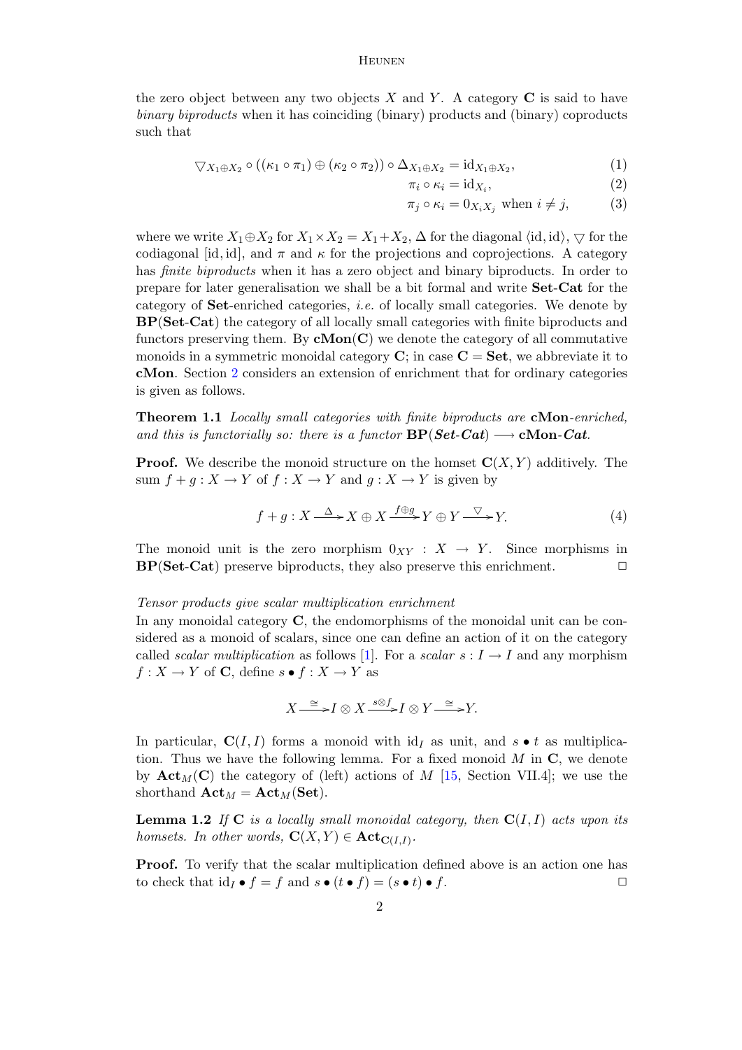the zero object between any two objects $X$ and $Y$. A category $\mathbf{C}$ is said to have *binary biproducts* when it has coinciding (binary) products and (binary) coproducts such that

$$\triangledown_{X_1 \oplus X_2} \circ ((\kappa_1 \circ \pi_1) \oplus (\kappa_2 \circ \pi_2)) \circ \Delta_{X_1 \oplus X_2} = \mathrm{id}_{X_1 \oplus X_2}, \tag{1}$$

$$\pi_i \circ \kappa_i = \mathrm{id}_{X_i}, \tag{2}$$

$$\pi_j \circ \kappa_i = 0_{X_i X_j} \text{ when } i \neq j, \tag{3}$$

where we write $X_1 \oplus X_2$ for $X_1 \times X_2 = X_1 + X_2$, $\Delta$ for the diagonal $\langle \mathrm{id}, \mathrm{id} \rangle$, $\triangledown$ for the codiagonal $[\mathrm{id}, \mathrm{id}]$, and $\pi$ and $\kappa$ for the projections and coprojections. A category has *finite biproducts* when it has a zero object and binary biproducts. In order to prepare for later generalisation we shall be a bit formal and write **Set**-**Cat** for the category of **Set**-enriched categories, *i.e.* of locally small categories. We denote by **BP**(**Set**-**Cat**) the category of all locally small categories with finite biproducts and functors preserving them. By **cMon**($\mathbf{C}$) we denote the category of all commutative monoids in a symmetric monoidal category $\mathbf{C}$; in case $\mathbf{C} = \mathbf{Set}$, we abbreviate it to **cMon**. Section 2 considers an extension of enrichment that for ordinary categories is given as follows.

**Theorem 1.1** *Locally small categories with finite biproducts are* **cMon***-enriched, and this is functorially so: there is a functor* **BP**(***Set***-***Cat***) $\longrightarrow$ **cMon**-***Cat***.

**Proof.** We describe the monoid structure on the homset $\mathbf{C}(X, Y)$ additively. The sum $f + g : X \to Y$ of $f : X \to Y$ and $g : X \to Y$ is given by

$$f + g : X \xrightarrow{\Delta} X \oplus X \xrightarrow{f \oplus g} Y \oplus Y \xrightarrow{\triangledown} Y. \tag{4}$$

The monoid unit is the zero morphism $0_{XY} : X \to Y$. Since morphisms in **BP**(**Set**-**Cat**) preserve biproducts, they also preserve this enrichment. □

*Tensor products give scalar multiplication enrichment*

In any monoidal category $\mathbf{C}$, the endomorphisms of the monoidal unit can be considered as a monoid of scalars, since one can define an action of it on the category called *scalar multiplication* as follows [1]. For a *scalar* $s : I \to I$ and any morphism $f : X \to Y$ of $\mathbf{C}$, define $s \bullet f : X \to Y$ as

$$X \xrightarrow{\cong} I \otimes X \xrightarrow{s \otimes f} I \otimes Y \xrightarrow{\cong} Y.$$

In particular, $\mathbf{C}(I, I)$ forms a monoid with $\mathrm{id}_I$ as unit, and $s \bullet t$ as multiplication. Thus we have the following lemma. For a fixed monoid $M$ in $\mathbf{C}$, we denote by $\mathbf{Act}_M(\mathbf{C})$ the category of (left) actions of $M$ [15, Section VII.4]; we use the shorthand $\mathbf{Act}_M = \mathbf{Act}_M(\mathbf{Set})$.

**Lemma 1.2** *If* $\mathbf{C}$ *is a locally small monoidal category, then* $\mathbf{C}(I, I)$ *acts upon its homsets. In other words,* $\mathbf{C}(X, Y) \in \mathbf{Act}_{\mathbf{C}(I,I)}$.

**Proof.** To verify that the scalar multiplication defined above is an action one has to check that $\mathrm{id}_I \bullet f = f$ and $s \bullet (t \bullet f) = (s \bullet t) \bullet f$. □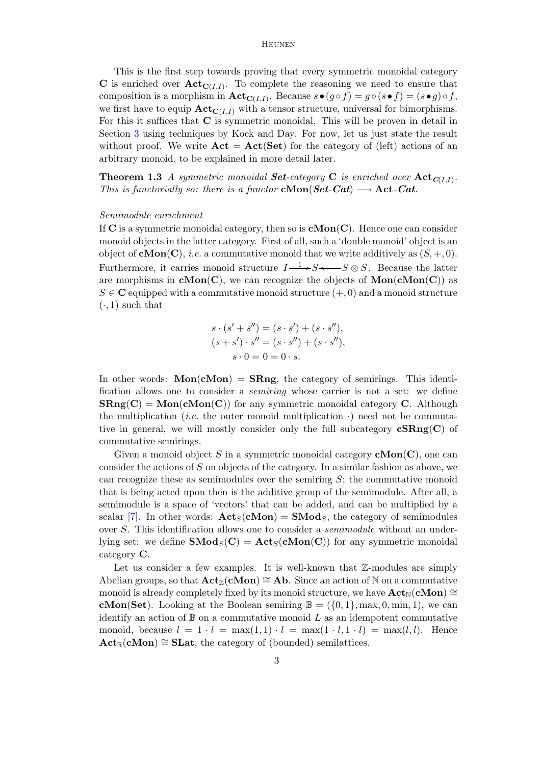This is the first step towards proving that every symmetric monoidal category $\mathbf{C}$ is enriched over $\mathbf{Act}_{\mathbf{C}(I,I)}$. To complete the reasoning we need to ensure that composition is a morphism in $\mathbf{Act}_{\mathbf{C}(I,I)}$. Because $s \bullet (g \circ f) = g \circ (s \bullet f) = (s \bullet g) \circ f$, we first have to equip $\mathbf{Act}_{\mathbf{C}(I,I)}$ with a tensor structure, universal for bimorphisms. For this it suffices that $\mathbf{C}$ is symmetric monoidal. This will be proven in detail in Section 3 using techniques by Kock and Day. For now, let us just state the result without proof. We write $\mathbf{Act} = \mathbf{Act}(\mathbf{Set})$ for the category of (left) actions of an arbitrary monoid, to be explained in more detail later.

**Theorem 1.3** *A symmetric monoidal* ***Set****-category* $\mathbf{C}$ *is enriched over* $\mathbf{Act}_{\mathbf{C}(I,I)}$*. This is functorially so: there is a functor* $\mathbf{cMon}(\boldsymbol{Set}\text{-}\boldsymbol{Cat}) \longrightarrow \mathbf{Act}\text{-}\boldsymbol{Cat}$*.*

*Semimodule enrichment*

If $\mathbf{C}$ is a symmetric monoidal category, then so is $\mathbf{cMon}(\mathbf{C})$. Hence one can consider monoid objects in the latter category. First of all, such a 'double monoid' object is an object of $\mathbf{cMon}(\mathbf{C})$, *i.e.* a commutative monoid that we write additively as $(S, +, 0)$. Furthermore, it carries monoid structure $I \xrightarrow{1} S \xleftarrow{\cdot} S \otimes S$. Because the latter are morphisms in $\mathbf{cMon}(\mathbf{C})$, we can recognize the objects of $\mathbf{Mon}(\mathbf{cMon}(\mathbf{C}))$ as $S \in \mathbf{C}$ equipped with a commutative monoid structure $(+, 0)$ and a monoid structure $(\cdot, 1)$ such that

$$
\begin{aligned}
s \cdot (s' + s'') &= (s \cdot s') + (s \cdot s''), \\
(s + s') \cdot s'' &= (s \cdot s'') + (s \cdot s''), \\
s \cdot 0 &= 0 = 0 \cdot s.
\end{aligned}
$$

In other words: $\mathbf{Mon}(\mathbf{cMon}) = \mathbf{SRng}$, the category of semirings. This identification allows one to consider a *semiring* whose carrier is not a set: we define $\mathbf{SRng}(\mathbf{C}) = \mathbf{Mon}(\mathbf{cMon}(\mathbf{C}))$ for any symmetric monoidal category $\mathbf{C}$. Although the multiplication (*i.e.* the outer monoid multiplication $\cdot$) need not be commutative in general, we will mostly consider only the full subcategory $\mathbf{cSRng}(\mathbf{C})$ of commutative semirings.

Given a monoid object $S$ in a symmetric monoidal category $\mathbf{cMon}(\mathbf{C})$, one can consider the actions of $S$ on objects of the category. In a similar fashion as above, we can recognize these as semimodules over the semiring $S$; the commutative monoid that is being acted upon then is the additive group of the semimodule. After all, a semimodule is a space of 'vectors' that can be added, and can be multiplied by a scalar [7]. In other words: $\mathbf{Act}_S(\mathbf{cMon}) = \mathbf{SMod}_S$, the category of semimodules over $S$. This identification allows one to consider a *semimodule* without an underlying set: we define $\mathbf{SMod}_S(\mathbf{C}) = \mathbf{Act}_S(\mathbf{cMon}(\mathbf{C}))$ for any symmetric monoidal category $\mathbf{C}$.

Let us consider a few examples. It is well-known that $\mathbb{Z}$-modules are simply Abelian groups, so that $\mathbf{Act}_{\mathbb{Z}}(\mathbf{cMon}) \cong \mathbf{Ab}$. Since an action of $\mathbb{N}$ on a commutative monoid is already completely fixed by its monoid structure, we have $\mathbf{Act}_{\mathbb{N}}(\mathbf{cMon}) \cong \mathbf{cMon}(\mathbf{Set})$. Looking at the Boolean semiring $\mathbb{B} = (\{0,1\}, \max, 0, \min, 1)$, we can identify an action of $\mathbb{B}$ on a commutative monoid $L$ as an idempotent commutative monoid, because $l = 1 \cdot l = \max(1,1) \cdot l = \max(1 \cdot l, 1 \cdot l) = \max(l, l)$. Hence $\mathbf{Act}_{\mathbb{B}}(\mathbf{cMon}) \cong \mathbf{SLat}$, the category of (bounded) semilattices.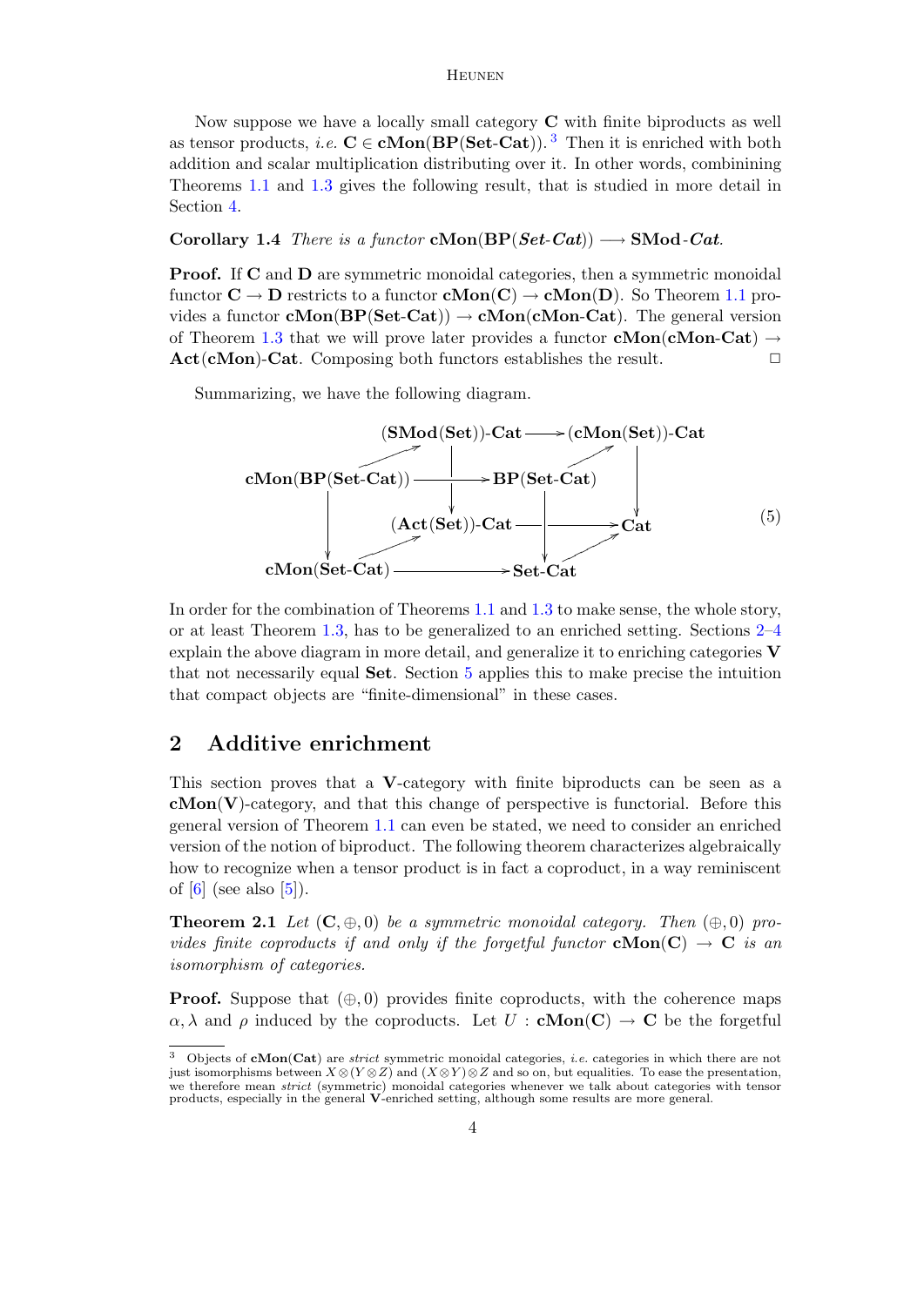Now suppose we have a locally small category $\mathbf{C}$ with finite biproducts as well as tensor products, *i.e.* $\mathbf{C} \in \mathbf{cMon}(\mathbf{BP}(\mathbf{Set}\text{-}\mathbf{Cat}))$. [3] Then it is enriched with both addition and scalar multiplication distributing over it. In other words, combinining Theorems 1.1 and 1.3 gives the following result, that is studied in more detail in Section 4.

**Corollary 1.4** *There is a functor* $\mathbf{cMon}(\mathbf{BP}(\boldsymbol{Set}\text{-}\boldsymbol{Cat})) \longrightarrow \mathbf{SMod}\text{-}\boldsymbol{Cat}$.

**Proof.** If $\mathbf{C}$ and $\mathbf{D}$ are symmetric monoidal categories, then a symmetric monoidal functor $\mathbf{C} \to \mathbf{D}$ restricts to a functor $\mathbf{cMon}(\mathbf{C}) \to \mathbf{cMon}(\mathbf{D})$. So Theorem 1.1 provides a functor $\mathbf{cMon}(\mathbf{BP}(\mathbf{Set}\text{-}\mathbf{Cat})) \to \mathbf{cMon}(\mathbf{cMon}\text{-}\mathbf{Cat})$. The general version of Theorem 1.3 that we will prove later provides a functor $\mathbf{cMon}(\mathbf{cMon}\text{-}\mathbf{Cat}) \to \mathbf{Act}(\mathbf{cMon})\text{-}\mathbf{Cat}$. Composing both functors establishes the result. □

Summarizing, we have the following diagram.

$$
\begin{array}{ccccc}
 & & (\mathbf{SMod}(\mathbf{Set}))\text{-}\mathbf{Cat} & \longrightarrow & (\mathbf{cMon}(\mathbf{Set}))\text{-}\mathbf{Cat} \\
 & \nearrow & \downarrow & \nearrow & \downarrow \\
\mathbf{cMon}(\mathbf{BP}(\mathbf{Set}\text{-}\mathbf{Cat})) & \longrightarrow & \mathbf{BP}(\mathbf{Set}\text{-}\mathbf{Cat}) & & \\
 & & (\mathbf{Act}(\mathbf{Set}))\text{-}\mathbf{Cat} & \longrightarrow & \mathbf{Cat} \\
\downarrow & \nearrow & \downarrow & \nearrow & \\
\mathbf{cMon}(\mathbf{Set}\text{-}\mathbf{Cat}) & \longrightarrow & \mathbf{Set}\text{-}\mathbf{Cat} & &
\end{array}
\tag{5}
$$

In order for the combination of Theorems 1.1 and 1.3 to make sense, the whole story, or at least Theorem 1.3, has to be generalized to an enriched setting. Sections 2–4 explain the above diagram in more detail, and generalize it to enriching categories $\mathbf{V}$ that not necessarily equal $\mathbf{Set}$. Section 5 applies this to make precise the intuition that compact objects are "finite-dimensional" in these cases.

## 2 Additive enrichment

This section proves that a $\mathbf{V}$-category with finite biproducts can be seen as a $\mathbf{cMon}(\mathbf{V})$-category, and that this change of perspective is functorial. Before this general version of Theorem 1.1 can even be stated, we need to consider an enriched version of the notion of biproduct. The following theorem characterizes algebraically how to recognize when a tensor product is in fact a coproduct, in a way reminiscent of [6] (see also [5]).

**Theorem 2.1** *Let* $(\mathbf{C}, \oplus, 0)$ *be a symmetric monoidal category. Then* $(\oplus, 0)$ *provides finite coproducts if and only if the forgetful functor* $\mathbf{cMon}(\mathbf{C}) \to \mathbf{C}$ *is an isomorphism of categories.*

**Proof.** Suppose that $(\oplus, 0)$ provides finite coproducts, with the coherence maps $\alpha, \lambda$ and $\rho$ induced by the coproducts. Let $U : \mathbf{cMon}(\mathbf{C}) \to \mathbf{C}$ be the forgetful

[3] Objects of $\mathbf{cMon}(\mathbf{Cat})$ are *strict* symmetric monoidal categories, *i.e.* categories in which there are not just isomorphisms between $X \otimes (Y \otimes Z)$ and $(X \otimes Y) \otimes Z$ and so on, but equalities. To ease the presentation, we therefore mean *strict* (symmetric) monoidal categories whenever we talk about categories with tensor products, especially in the general $\mathbf{V}$-enriched setting, although some results are more general.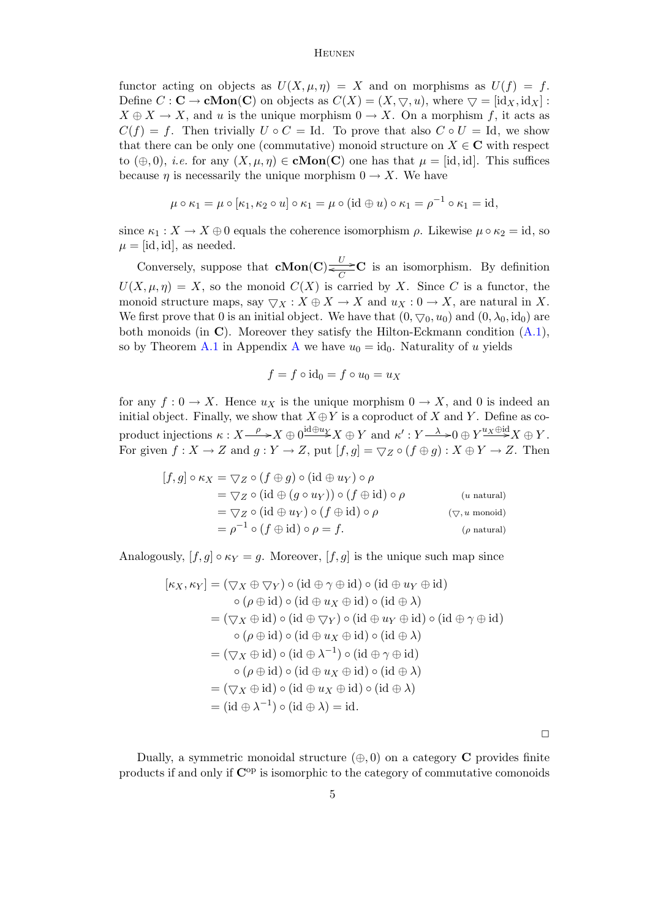functor acting on objects as $U(X, \mu, \eta) = X$ and on morphisms as $U(f) = f$. Define $C : \mathbf{C} \to \mathbf{cMon}(\mathbf{C})$ on objects as $C(X) = (X, \bigtriangledown, u)$, where $\bigtriangledown = [\mathrm{id}_X, \mathrm{id}_X] : X \oplus X \to X$, and $u$ is the unique morphism $0 \to X$. On a morphism $f$, it acts as $C(f) = f$. Then trivially $U \circ C = \mathrm{Id}$. To prove that also $C \circ U = \mathrm{Id}$, we show that there can be only one (commutative) monoid structure on $X \in \mathbf{C}$ with respect to $(\oplus, 0)$, *i.e.* for any $(X, \mu, \eta) \in \mathbf{cMon}(\mathbf{C})$ one has that $\mu = [\mathrm{id}, \mathrm{id}]$. This suffices because $\eta$ is necessarily the unique morphism $0 \to X$. We have

$$\mu \circ \kappa_1 = \mu \circ [\kappa_1, \kappa_2 \circ u] \circ \kappa_1 = \mu \circ (\mathrm{id} \oplus u) \circ \kappa_1 = \rho^{-1} \circ \kappa_1 = \mathrm{id},$$

since $\kappa_1 : X \to X \oplus 0$ equals the coherence isomorphism $\rho$. Likewise $\mu \circ \kappa_2 = \mathrm{id}$, so $\mu = [\mathrm{id}, \mathrm{id}]$, as needed.

Conversely, suppose that $\mathbf{cMon}(\mathbf{C}) \underset{C}{\overset{U}{\rightleftarrows}} \mathbf{C}$ is an isomorphism. By definition $U(X, \mu, \eta) = X$, so the monoid $C(X)$ is carried by $X$. Since $C$ is a functor, the monoid structure maps, say $\bigtriangledown_X : X \oplus X \to X$ and $u_X : 0 \to X$, are natural in $X$. We first prove that 0 is an initial object. We have that $(0, \bigtriangledown_0, u_0)$ and $(0, \lambda_0, \mathrm{id}_0)$ are both monoids (in $\mathbf{C}$). Moreover they satisfy the Hilton-Eckmann condition (A.1), so by Theorem A.1 in Appendix A we have $u_0 = \mathrm{id}_0$. Naturality of $u$ yields

$$f = f \circ \mathrm{id}_0 = f \circ u_0 = u_X$$

for any $f : 0 \to X$. Hence $u_X$ is the unique morphism $0 \to X$, and 0 is indeed an initial object. Finally, we show that $X \oplus Y$ is a coproduct of $X$ and $Y$. Define as coproduct injections $\kappa : X \xrightarrow{\rho} X \oplus 0 \xrightarrow{\mathrm{id} \oplus u_Y} X \oplus Y$ and $\kappa' : Y \xrightarrow{\lambda} 0 \oplus Y \xrightarrow{u_X \oplus \mathrm{id}} X \oplus Y$. For given $f : X \to Z$ and $g : Y \to Z$, put $[f, g] = \bigtriangledown_Z \circ (f \oplus g) : X \oplus Y \to Z$. Then

$$\begin{aligned}
[f, g] \circ \kappa_X &= \bigtriangledown_Z \circ (f \oplus g) \circ (\mathrm{id} \oplus u_Y) \circ \rho \\
&= \bigtriangledown_Z \circ (\mathrm{id} \oplus (g \circ u_Y)) \circ (f \oplus \mathrm{id}) \circ \rho && (u \text{ natural}) \\
&= \bigtriangledown_Z \circ (\mathrm{id} \oplus u_Y) \circ (f \oplus \mathrm{id}) \circ \rho && (\bigtriangledown, u \text{ monoid}) \\
&= \rho^{-1} \circ (f \oplus \mathrm{id}) \circ \rho = f. && (\rho \text{ natural})
\end{aligned}$$

Analogously, $[f, g] \circ \kappa_Y = g$. Moreover, $[f, g]$ is the unique such map since

$$\begin{aligned}
[\kappa_X, \kappa_Y] &= (\bigtriangledown_X \oplus \bigtriangledown_Y) \circ (\mathrm{id} \oplus \gamma \oplus \mathrm{id}) \circ (\mathrm{id} \oplus u_Y \oplus \mathrm{id}) \\
&\quad \circ (\rho \oplus \mathrm{id}) \circ (\mathrm{id} \oplus u_X \oplus \mathrm{id}) \circ (\mathrm{id} \oplus \lambda) \\
&= (\bigtriangledown_X \oplus \mathrm{id}) \circ (\mathrm{id} \oplus \bigtriangledown_Y) \circ (\mathrm{id} \oplus u_Y \oplus \mathrm{id}) \circ (\mathrm{id} \oplus \gamma \oplus \mathrm{id}) \\
&\quad \circ (\rho \oplus \mathrm{id}) \circ (\mathrm{id} \oplus u_X \oplus \mathrm{id}) \circ (\mathrm{id} \oplus \lambda) \\
&= (\bigtriangledown_X \oplus \mathrm{id}) \circ (\mathrm{id} \oplus \lambda^{-1}) \circ (\mathrm{id} \oplus \gamma \oplus \mathrm{id}) \\
&\quad \circ (\rho \oplus \mathrm{id}) \circ (\mathrm{id} \oplus u_X \oplus \mathrm{id}) \circ (\mathrm{id} \oplus \lambda) \\
&= (\bigtriangledown_X \oplus \mathrm{id}) \circ (\mathrm{id} \oplus u_X \oplus \mathrm{id}) \circ (\mathrm{id} \oplus \lambda) \\
&= (\mathrm{id} \oplus \lambda^{-1}) \circ (\mathrm{id} \oplus \lambda) = \mathrm{id}.
\end{aligned}$$

□

Dually, a symmetric monoidal structure $(\oplus, 0)$ on a category $\mathbf{C}$ provides finite products if and only if $\mathbf{C}^{\mathrm{op}}$ is isomorphic to the category of commutative comonoids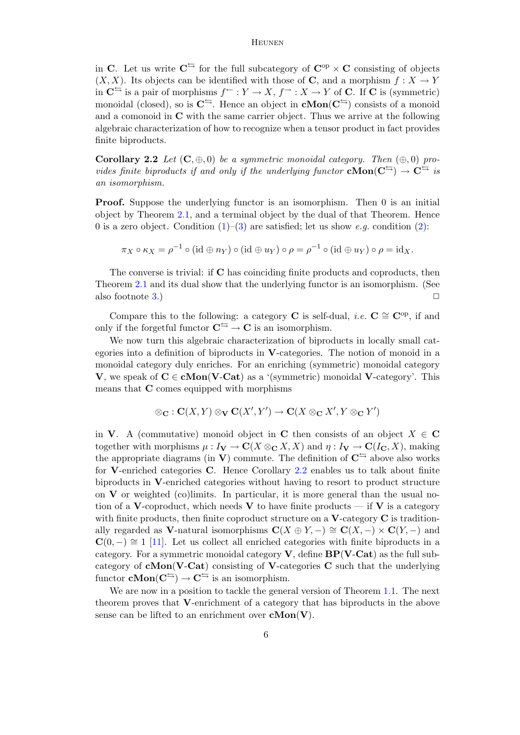in $\mathbf{C}$. Let us write $\mathbf{C}^{\leftrightarrows}$ for the full subcategory of $\mathbf{C}^{\mathrm{op}} \times \mathbf{C}$ consisting of objects $(X, X)$. Its objects can be identified with those of $\mathbf{C}$, and a morphism $f : X \to Y$ in $\mathbf{C}^{\leftrightarrows}$ is a pair of morphisms $f^{\leftarrow} : Y \to X$, $f^{\rightarrow} : X \to Y$ of $\mathbf{C}$. If $\mathbf{C}$ is (symmetric) monoidal (closed), so is $\mathbf{C}^{\leftrightarrows}$. Hence an object in $\mathbf{cMon}(\mathbf{C}^{\leftrightarrows})$ consists of a monoid and a comonoid in $\mathbf{C}$ with the same carrier object. Thus we arrive at the following algebraic characterization of how to recognize when a tensor product in fact provides finite biproducts.

**Corollary 2.2** *Let $(\mathbf{C}, \oplus, 0)$ be a symmetric monoidal category. Then $(\oplus, 0)$ provides finite biproducts if and only if the underlying functor $\mathbf{cMon}(\mathbf{C}^{\leftrightarrows}) \to \mathbf{C}^{\leftrightarrows}$ is an isomorphism.*

**Proof.** Suppose the underlying functor is an isomorphism. Then 0 is an initial object by Theorem 2.1, and a terminal object by the dual of that Theorem. Hence 0 is a zero object. Condition (1)–(3) are satisfied; let us show *e.g.* condition (2):

$$\pi_X \circ \kappa_X = \rho^{-1} \circ (\mathrm{id} \oplus n_Y) \circ (\mathrm{id} \oplus u_Y) \circ \rho = \rho^{-1} \circ (\mathrm{id} \oplus u_Y) \circ \rho = \mathrm{id}_X.$$

The converse is trivial: if $\mathbf{C}$ has coinciding finite products and coproducts, then Theorem 2.1 and its dual show that the underlying functor is an isomorphism. (See also footnote 3.) $\square$

Compare this to the following: a category $\mathbf{C}$ is self-dual, *i.e.* $\mathbf{C} \cong \mathbf{C}^{\mathrm{op}}$, if and only if the forgetful functor $\mathbf{C}^{\leftrightarrows} \to \mathbf{C}$ is an isomorphism.

We now turn this algebraic characterization of biproducts in locally small categories into a definition of biproducts in $\mathbf{V}$-categories. The notion of monoid in a monoidal category duly enriches. For an enriching (symmetric) monoidal category $\mathbf{V}$, we speak of $\mathbf{C} \in \mathbf{cMon}(\mathbf{V}\text{-}\mathbf{Cat})$ as a '(symmetric) monoidal $\mathbf{V}$-category'. This means that $\mathbf{C}$ comes equipped with morphisms

$$\otimes_{\mathbf{C}} : \mathbf{C}(X, Y) \otimes_{\mathbf{V}} \mathbf{C}(X', Y') \to \mathbf{C}(X \otimes_{\mathbf{C}} X', Y \otimes_{\mathbf{C}} Y')$$

in $\mathbf{V}$. A (commutative) monoid object in $\mathbf{C}$ then consists of an object $X \in \mathbf{C}$ together with morphisms $\mu : I_{\mathbf{V}} \to \mathbf{C}(X \otimes_{\mathbf{C}} X, X)$ and $\eta : I_{\mathbf{V}} \to \mathbf{C}(I_{\mathbf{C}}, X)$, making the appropriate diagrams (in $\mathbf{V}$) commute. The definition of $\mathbf{C}^{\leftrightarrows}$ above also works for $\mathbf{V}$-enriched categories $\mathbf{C}$. Hence Corollary 2.2 enables us to talk about finite biproducts in $\mathbf{V}$-enriched categories without having to resort to product structure on $\mathbf{V}$ or weighted (co)limits. In particular, it is more general than the usual notion of a $\mathbf{V}$-coproduct, which needs $\mathbf{V}$ to have finite products — if $\mathbf{V}$ is a category with finite products, then finite coproduct structure on a $\mathbf{V}$-category $\mathbf{C}$ is traditionally regarded as $\mathbf{V}$-natural isomorphisms $\mathbf{C}(X \oplus Y, -) \cong \mathbf{C}(X, -) \times \mathbf{C}(Y, -)$ and $\mathbf{C}(0, -) \cong 1$ [11]. Let us collect all enriched categories with finite biproducts in a category. For a symmetric monoidal category $\mathbf{V}$, define $\mathbf{BP}(\mathbf{V}\text{-}\mathbf{Cat})$ as the full subcategory of $\mathbf{cMon}(\mathbf{V}\text{-}\mathbf{Cat})$ consisting of $\mathbf{V}$-categories $\mathbf{C}$ such that the underlying functor $\mathbf{cMon}(\mathbf{C}^{\leftrightarrows}) \to \mathbf{C}^{\leftrightarrows}$ is an isomorphism.

We are now in a position to tackle the general version of Theorem 1.1. The next theorem proves that $\mathbf{V}$-enrichment of a category that has biproducts in the above sense can be lifted to an enrichment over $\mathbf{cMon}(\mathbf{V})$.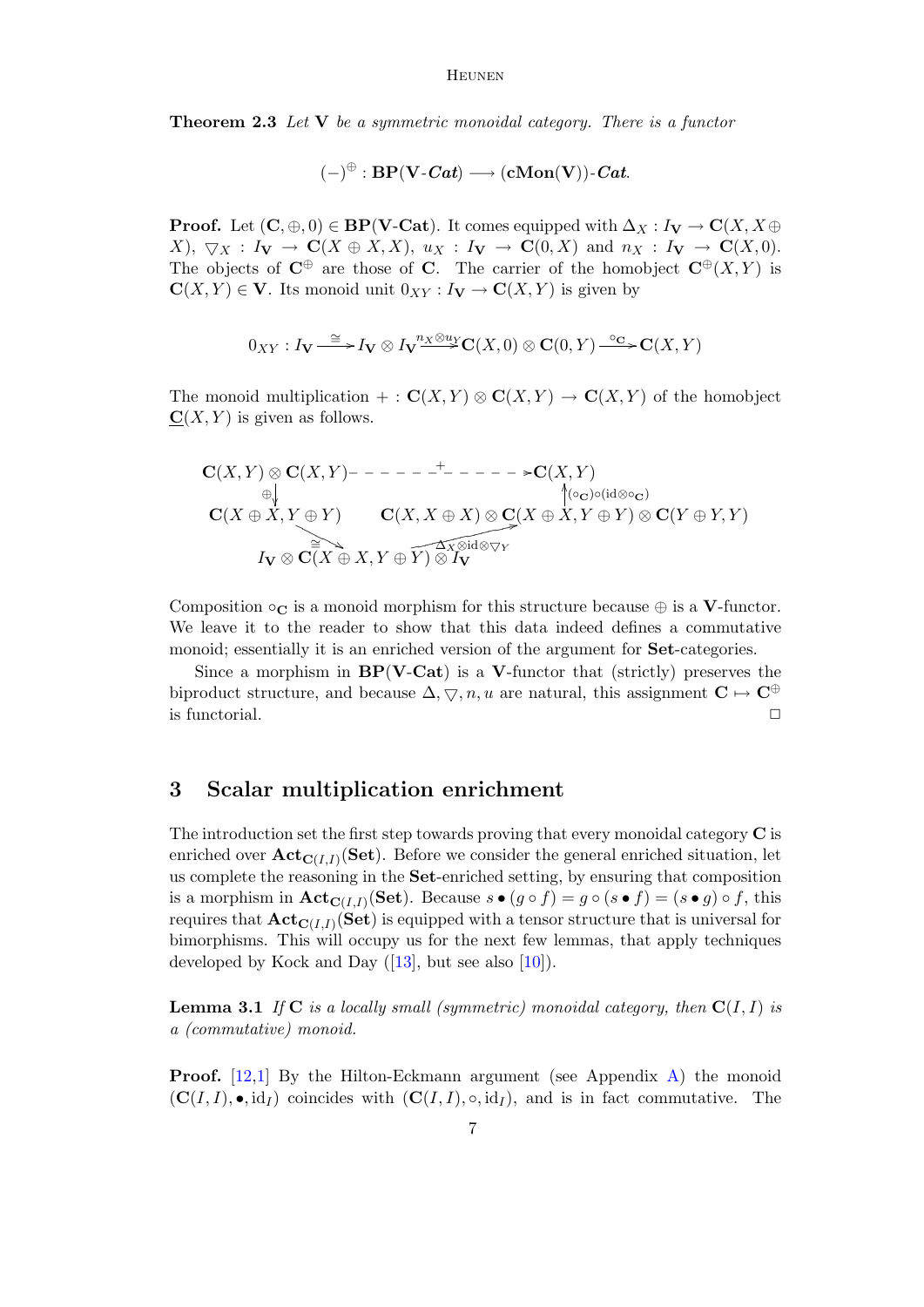**Theorem 2.3** *Let* $\mathbf{V}$ *be a symmetric monoidal category. There is a functor*

$$(-)^{\oplus} : \mathbf{BP}(\mathbf{V}\text{-}\boldsymbol{Cat}) \longrightarrow (\mathbf{cMon}(\mathbf{V}))\text{-}\boldsymbol{Cat}.$$

**Proof.** Let $(\mathbf{C}, \oplus, 0) \in \mathbf{BP}(\mathbf{V}\text{-}\mathbf{Cat})$. It comes equipped with $\Delta_X : I_{\mathbf{V}} \to \mathbf{C}(X, X \oplus X)$, $\bigtriangledown_X : I_{\mathbf{V}} \to \mathbf{C}(X \oplus X, X)$, $u_X : I_{\mathbf{V}} \to \mathbf{C}(0, X)$ and $n_X : I_{\mathbf{V}} \to \mathbf{C}(X, 0)$. The objects of $\mathbf{C}^{\oplus}$ are those of $\mathbf{C}$. The carrier of the homobject $\mathbf{C}^{\oplus}(X, Y)$ is $\mathbf{C}(X, Y) \in \mathbf{V}$. Its monoid unit $0_{XY} : I_{\mathbf{V}} \to \mathbf{C}(X, Y)$ is given by

$$0_{XY} : I_{\mathbf{V}} \xrightarrow{\cong} I_{\mathbf{V}} \otimes I_{\mathbf{V}} \xrightarrow{n_X \otimes u_Y} \mathbf{C}(X, 0) \otimes \mathbf{C}(0, Y) \xrightarrow{\circ_{\mathbf{C}}} \mathbf{C}(X, Y)$$

The monoid multiplication $+ : \mathbf{C}(X, Y) \otimes \mathbf{C}(X, Y) \to \mathbf{C}(X, Y)$ of the homobject $\underline{\mathbf{C}}(X, Y)$ is given as follows.

$$\begin{array}{ccc}
\mathbf{C}(X,Y) \otimes \mathbf{C}(X,Y) & \overset{+}{\dashrightarrow} & \mathbf{C}(X,Y) \\
\downarrow{\scriptstyle \oplus} & & \uparrow{\scriptstyle (\circ_{\mathbf{C}}) \circ (\mathrm{id} \otimes \circ_{\mathbf{C}})} \\
\mathbf{C}(X \oplus X, Y \oplus Y) & & \mathbf{C}(X, X \oplus X) \otimes \mathbf{C}(X \oplus X, Y \oplus Y) \otimes \mathbf{C}(Y \oplus Y, Y) \\
& \searrow{\scriptstyle \cong} \quad I_{\mathbf{V}} \otimes \mathbf{C}(X \oplus X, Y \oplus Y) \otimes I_{\mathbf{V}} \quad \nearrow{\scriptstyle \Delta_X \otimes \mathrm{id} \otimes \bigtriangledown_Y} &
\end{array}$$

Composition $\circ_{\mathbf{C}}$ is a monoid morphism for this structure because $\oplus$ is a $\mathbf{V}$-functor. We leave it to the reader to show that this data indeed defines a commutative monoid; essentially it is an enriched version of the argument for $\mathbf{Set}$-categories.

Since a morphism in $\mathbf{BP}(\mathbf{V}\text{-}\mathbf{Cat})$ is a $\mathbf{V}$-functor that (strictly) preserves the biproduct structure, and because $\Delta, \bigtriangledown, n, u$ are natural, this assignment $\mathbf{C} \mapsto \mathbf{C}^{\oplus}$ is functorial. $\square$

## 3 Scalar multiplication enrichment

The introduction set the first step towards proving that every monoidal category $\mathbf{C}$ is enriched over $\mathbf{Act}_{\mathbf{C}(I,I)}(\mathbf{Set})$. Before we consider the general enriched situation, let us complete the reasoning in the $\mathbf{Set}$-enriched setting, by ensuring that composition is a morphism in $\mathbf{Act}_{\mathbf{C}(I,I)}(\mathbf{Set})$. Because $s \bullet (g \circ f) = g \circ (s \bullet f) = (s \bullet g) \circ f$, this requires that $\mathbf{Act}_{\mathbf{C}(I,I)}(\mathbf{Set})$ is equipped with a tensor structure that is universal for bimorphisms. This will occupy us for the next few lemmas, that apply techniques developed by Kock and Day ([13], but see also [10]).

**Lemma 3.1** *If* $\mathbf{C}$ *is a locally small (symmetric) monoidal category, then* $\mathbf{C}(I, I)$ *is a (commutative) monoid.*

**Proof.** [12,1] By the Hilton-Eckmann argument (see Appendix A) the monoid $(\mathbf{C}(I, I), \bullet, \mathrm{id}_I)$ coincides with $(\mathbf{C}(I, I), \circ, \mathrm{id}_I)$, and is in fact commutative. The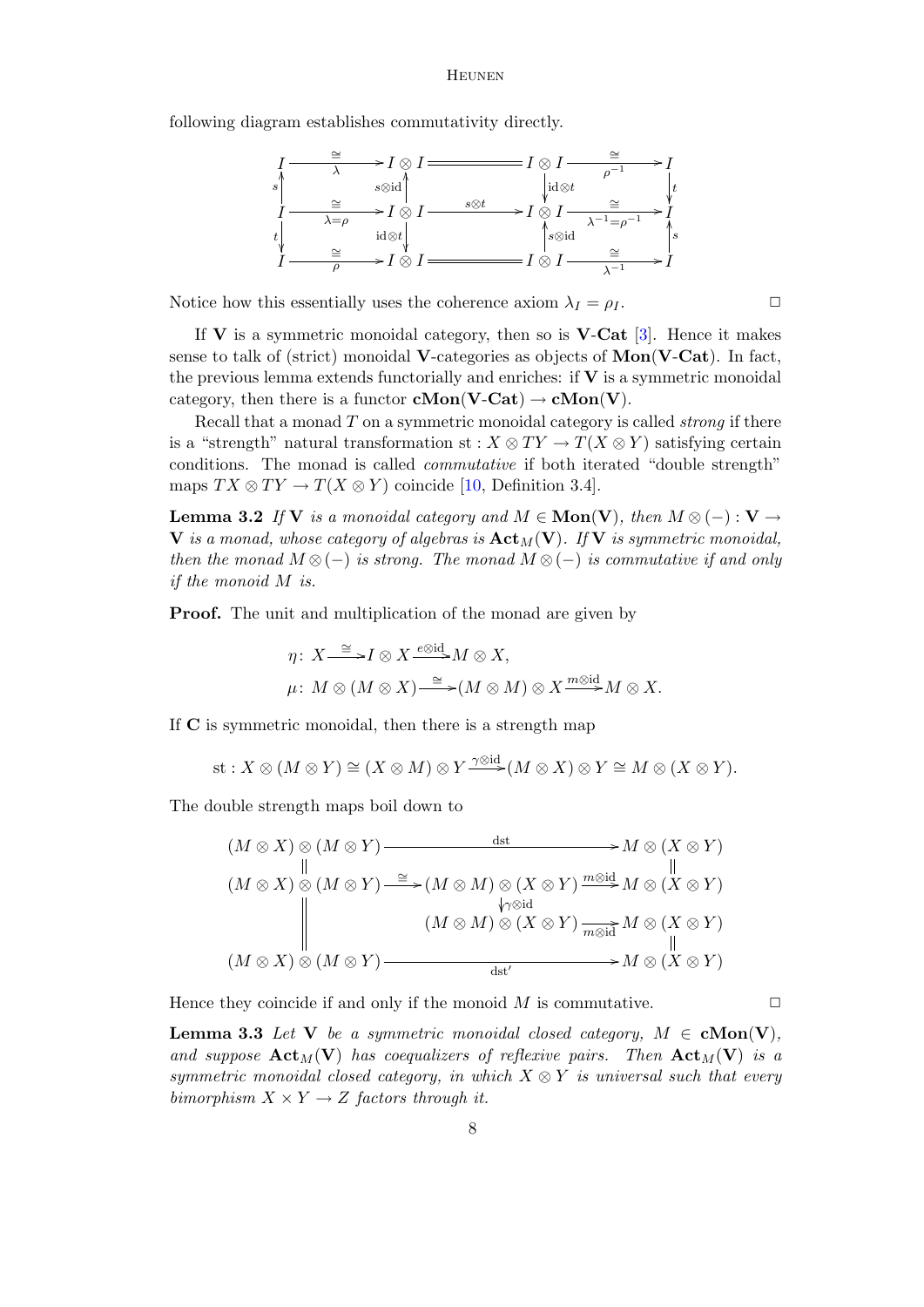following diagram establishes commutativity directly.

$$
\begin{array}{ccccccc}
I & \xrightarrow[\lambda]{\cong} & I \otimes I & = & I \otimes I & \xrightarrow[\rho^{-1}]{\cong} & I \\
\uparrow s & & \uparrow s\otimes\mathrm{id} & & \downarrow \mathrm{id}\otimes t & & \downarrow t \\
I & \xrightarrow[\lambda=\rho]{\cong} & I \otimes I & \xrightarrow{s\otimes t} & I \otimes I & \xrightarrow[\lambda^{-1}=\rho^{-1}]{\cong} & I \\
\downarrow t & & \downarrow \mathrm{id}\otimes t & & \uparrow s\otimes\mathrm{id} & & \uparrow s \\
I & \xrightarrow[\rho]{\cong} & I \otimes I & = & I \otimes I & \xrightarrow[\lambda^{-1}]{\cong} & I
\end{array}
$$

Notice how this essentially uses the coherence axiom $\lambda_I = \rho_I$. □

If $\mathbf{V}$ is a symmetric monoidal category, then so is $\mathbf{V}$-$\mathbf{Cat}$ [3]. Hence it makes sense to talk of (strict) monoidal $\mathbf{V}$-categories as objects of $\mathbf{Mon}(\mathbf{V}\text{-}\mathbf{Cat})$. In fact, the previous lemma extends functorially and enriches: if $\mathbf{V}$ is a symmetric monoidal category, then there is a functor $\mathbf{cMon}(\mathbf{V}\text{-}\mathbf{Cat}) \to \mathbf{cMon}(\mathbf{V})$.

Recall that a monad $T$ on a symmetric monoidal category is called *strong* if there is a "strength" natural transformation $\mathrm{st} : X \otimes TY \to T(X \otimes Y)$ satisfying certain conditions. The monad is called *commutative* if both iterated "double strength" maps $TX \otimes TY \to T(X \otimes Y)$ coincide [10, Definition 3.4].

**Lemma 3.2** *If $\mathbf{V}$ is a monoidal category and $M \in \mathbf{Mon}(\mathbf{V})$, then $M \otimes (-) : \mathbf{V} \to \mathbf{V}$ is a monad, whose category of algebras is $\mathbf{Act}_M(\mathbf{V})$. If $\mathbf{V}$ is symmetric monoidal, then the monad $M \otimes (-)$ is strong. The monad $M \otimes (-)$ is commutative if and only if the monoid $M$ is.*

**Proof.** The unit and multiplication of the monad are given by

$$
\begin{aligned}
\eta &\colon X \xrightarrow{\cong} I \otimes X \xrightarrow{e\otimes\mathrm{id}} M \otimes X, \\
\mu &\colon M \otimes (M \otimes X) \xrightarrow{\cong} (M \otimes M) \otimes X \xrightarrow{m\otimes\mathrm{id}} M \otimes X.
\end{aligned}
$$

If $\mathbf{C}$ is symmetric monoidal, then there is a strength map

$$
\mathrm{st} : X \otimes (M \otimes Y) \cong (X \otimes M) \otimes Y \xrightarrow{\gamma\otimes\mathrm{id}} (M \otimes X) \otimes Y \cong M \otimes (X \otimes Y).
$$

The double strength maps boil down to

$$
\begin{array}{ccccc}
(M\otimes X)\otimes(M\otimes Y) & & \xrightarrow{\quad\mathrm{dst}\quad} & & M\otimes(X\otimes Y) \\
\| & & & & \| \\
(M\otimes X)\otimes(M\otimes Y) & \xrightarrow{\cong} & (M\otimes M)\otimes(X\otimes Y) & \xrightarrow{m\otimes\mathrm{id}} & M\otimes(X\otimes Y) \\
\| & & \downarrow \gamma\otimes\mathrm{id} & & \\
\| & & (M\otimes M)\otimes(X\otimes Y) & \xrightarrow{m\otimes\mathrm{id}} & M\otimes(X\otimes Y) \\
\| & & & & \| \\
(M\otimes X)\otimes(M\otimes Y) & & \xrightarrow{\quad\mathrm{dst}'\quad} & & M\otimes(X\otimes Y)
\end{array}
$$

Hence they coincide if and only if the monoid $M$ is commutative. □

**Lemma 3.3** *Let $\mathbf{V}$ be a symmetric monoidal closed category, $M \in \mathbf{cMon}(\mathbf{V})$, and suppose $\mathbf{Act}_M(\mathbf{V})$ has coequalizers of reflexive pairs. Then $\mathbf{Act}_M(\mathbf{V})$ is a symmetric monoidal closed category, in which $X \otimes Y$ is universal such that every bimorphism $X \times Y \to Z$ factors through it.*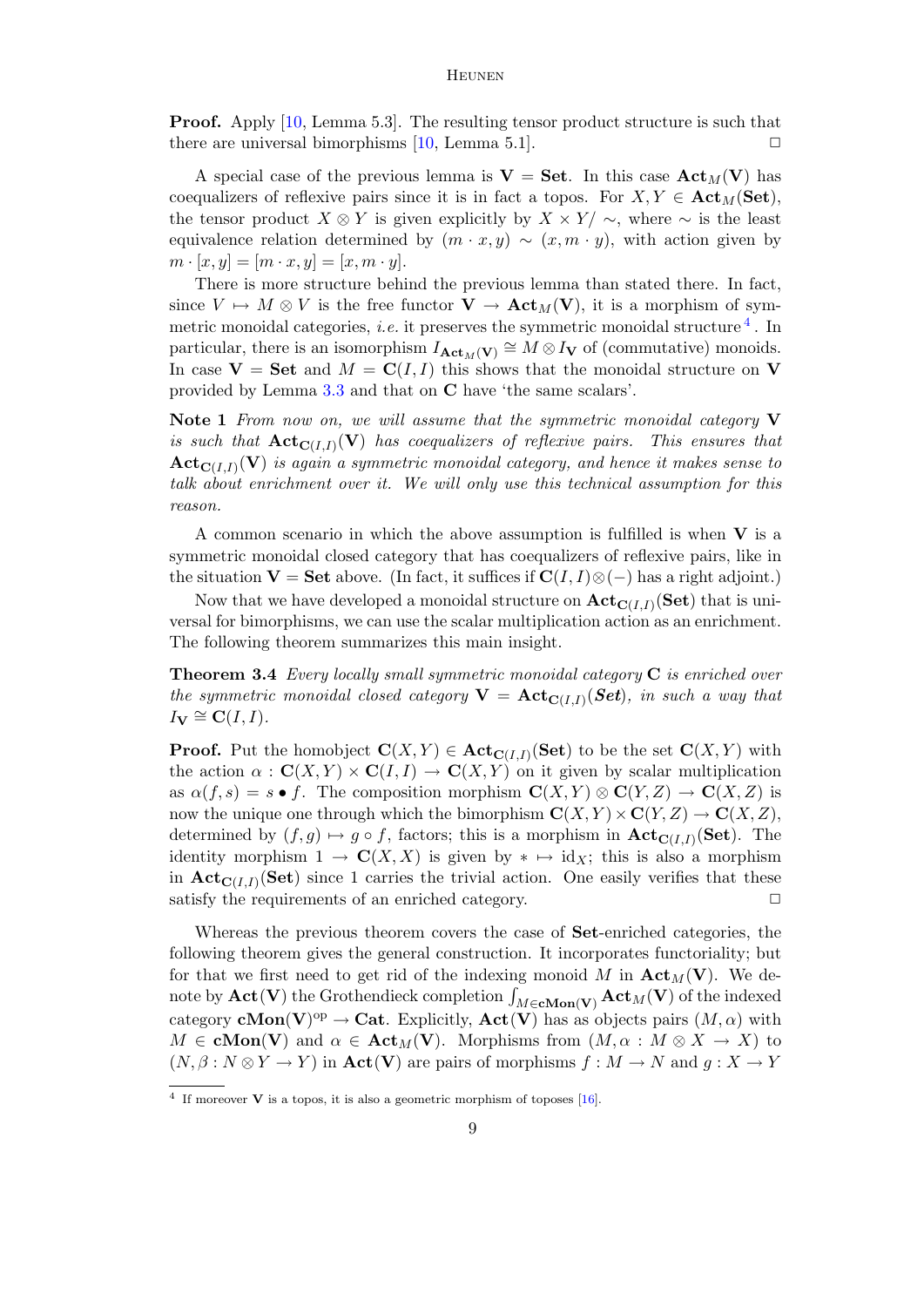**Proof.** Apply [10, Lemma 5.3]. The resulting tensor product structure is such that there are universal bimorphisms [10, Lemma 5.1]. $\square$

A special case of the previous lemma is $\mathbf{V} = \mathbf{Set}$. In this case $\mathbf{Act}_M(\mathbf{V})$ has coequalizers of reflexive pairs since it is in fact a topos. For $X, Y \in \mathbf{Act}_M(\mathbf{Set})$, the tensor product $X \otimes Y$ is given explicitly by $X \times Y/\sim$, where $\sim$ is the least equivalence relation determined by $(m \cdot x, y) \sim (x, m \cdot y)$, with action given by $m \cdot [x, y] = [m \cdot x, y] = [x, m \cdot y]$.

There is more structure behind the previous lemma than stated there. In fact, since $V \mapsto M \otimes V$ is the free functor $\mathbf{V} \to \mathbf{Act}_M(\mathbf{V})$, it is a morphism of symmetric monoidal categories, *i.e.* it preserves the symmetric monoidal structure [4]. In particular, there is an isomorphism $I_{\mathbf{Act}_M(\mathbf{V})} \cong M \otimes I_{\mathbf{V}}$ of (commutative) monoids. In case $\mathbf{V} = \mathbf{Set}$ and $M = \mathbf{C}(I, I)$ this shows that the monoidal structure on $\mathbf{V}$ provided by Lemma 3.3 and that on $\mathbf{C}$ have 'the same scalars'.

**Note 1** *From now on, we will assume that the symmetric monoidal category $\mathbf{V}$ is such that $\mathbf{Act}_{\mathbf{C}(I,I)}(\mathbf{V})$ has coequalizers of reflexive pairs. This ensures that $\mathbf{Act}_{\mathbf{C}(I,I)}(\mathbf{V})$ is again a symmetric monoidal category, and hence it makes sense to talk about enrichment over it. We will only use this technical assumption for this reason.*

A common scenario in which the above assumption is fulfilled is when $\mathbf{V}$ is a symmetric monoidal closed category that has coequalizers of reflexive pairs, like in the situation $\mathbf{V} = \mathbf{Set}$ above. (In fact, it suffices if $\mathbf{C}(I, I) \otimes (-)$ has a right adjoint.)

Now that we have developed a monoidal structure on $\mathbf{Act}_{\mathbf{C}(I,I)}(\mathbf{Set})$ that is universal for bimorphisms, we can use the scalar multiplication action as an enrichment. The following theorem summarizes this main insight.

**Theorem 3.4** *Every locally small symmetric monoidal category $\mathbf{C}$ is enriched over the symmetric monoidal closed category $\mathbf{V} = \mathbf{Act}_{\mathbf{C}(I,I)}(\mathbf{Set})$, in such a way that $I_{\mathbf{V}} \cong \mathbf{C}(I, I)$.*

**Proof.** Put the homobject $\mathbf{C}(X, Y) \in \mathbf{Act}_{\mathbf{C}(I,I)}(\mathbf{Set})$ to be the set $\mathbf{C}(X, Y)$ with the action $\alpha : \mathbf{C}(X, Y) \times \mathbf{C}(I, I) \to \mathbf{C}(X, Y)$ on it given by scalar multiplication as $\alpha(f, s) = s \bullet f$. The composition morphism $\mathbf{C}(X, Y) \otimes \mathbf{C}(Y, Z) \to \mathbf{C}(X, Z)$ is now the unique one through which the bimorphism $\mathbf{C}(X, Y) \times \mathbf{C}(Y, Z) \to \mathbf{C}(X, Z)$, determined by $(f, g) \mapsto g \circ f$, factors; this is a morphism in $\mathbf{Act}_{\mathbf{C}(I,I)}(\mathbf{Set})$. The identity morphism $1 \to \mathbf{C}(X, X)$ is given by $* \mapsto \mathrm{id}_X$; this is also a morphism in $\mathbf{Act}_{\mathbf{C}(I,I)}(\mathbf{Set})$ since 1 carries the trivial action. One easily verifies that these satisfy the requirements of an enriched category. $\square$

Whereas the previous theorem covers the case of $\mathbf{Set}$-enriched categories, the following theorem gives the general construction. It incorporates functoriality; but for that we first need to get rid of the indexing monoid $M$ in $\mathbf{Act}_M(\mathbf{V})$. We denote by $\mathbf{Act}(\mathbf{V})$ the Grothendieck completion $\int_{M \in \mathbf{cMon}(\mathbf{V})} \mathbf{Act}_M(\mathbf{V})$ of the indexed category $\mathbf{cMon}(\mathbf{V})^{\mathrm{op}} \to \mathbf{Cat}$. Explicitly, $\mathbf{Act}(\mathbf{V})$ has as objects pairs $(M, \alpha)$ with $M \in \mathbf{cMon}(\mathbf{V})$ and $\alpha \in \mathbf{Act}_M(\mathbf{V})$. Morphisms from $(M, \alpha : M \otimes X \to X)$ to $(N, \beta : N \otimes Y \to Y)$ in $\mathbf{Act}(\mathbf{V})$ are pairs of morphisms $f : M \to N$ and $g : X \to Y$

---

[4] If moreover $\mathbf{V}$ is a topos, it is also a geometric morphism of toposes [16].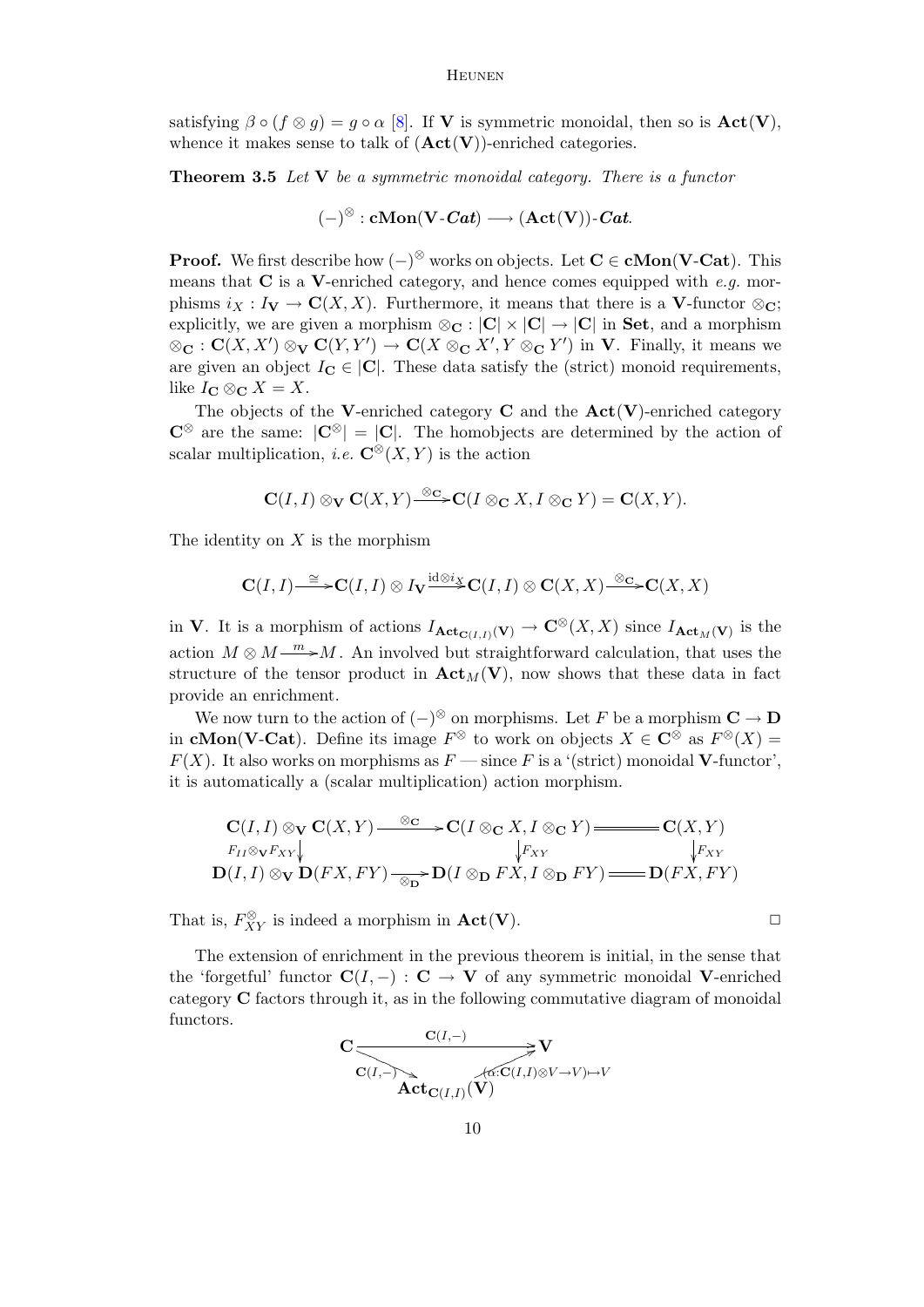satisfying $\beta \circ (f \otimes g) = g \circ \alpha$ [8]. If $\mathbf{V}$ is symmetric monoidal, then so is $\mathbf{Act}(\mathbf{V})$, whence it makes sense to talk of $(\mathbf{Act}(\mathbf{V}))$-enriched categories.

**Theorem 3.5** *Let* $\mathbf{V}$ *be a symmetric monoidal category. There is a functor*

$$(-)^{\otimes} : \mathbf{cMon}(\mathbf{V}\text{-}\mathbf{\mathit{Cat}}) \longrightarrow (\mathbf{Act}(\mathbf{V}))\text{-}\mathbf{\mathit{Cat}}.$$

**Proof.** We first describe how $(-)^{\otimes}$ works on objects. Let $\mathbf{C} \in \mathbf{cMon}(\mathbf{V}\text{-}\mathbf{Cat})$. This means that $\mathbf{C}$ is a $\mathbf{V}$-enriched category, and hence comes equipped with *e.g.* morphisms $i_X : I_{\mathbf{V}} \to \mathbf{C}(X,X)$. Furthermore, it means that there is a $\mathbf{V}$-functor $\otimes_{\mathbf{C}}$; explicitly, we are given a morphism $\otimes_{\mathbf{C}} : |\mathbf{C}| \times |\mathbf{C}| \to |\mathbf{C}|$ in $\mathbf{Set}$, and a morphism $\otimes_{\mathbf{C}} : \mathbf{C}(X,X') \otimes_{\mathbf{V}} \mathbf{C}(Y,Y') \to \mathbf{C}(X \otimes_{\mathbf{C}} X', Y \otimes_{\mathbf{C}} Y')$ in $\mathbf{V}$. Finally, it means we are given an object $I_{\mathbf{C}} \in |\mathbf{C}|$. These data satisfy the (strict) monoid requirements, like $I_{\mathbf{C}} \otimes_{\mathbf{C}} X = X$.

The objects of the $\mathbf{V}$-enriched category $\mathbf{C}$ and the $\mathbf{Act}(\mathbf{V})$-enriched category $\mathbf{C}^{\otimes}$ are the same: $|\mathbf{C}^{\otimes}| = |\mathbf{C}|$. The homobjects are determined by the action of scalar multiplication, *i.e.* $\mathbf{C}^{\otimes}(X,Y)$ is the action

$$\mathbf{C}(I,I) \otimes_{\mathbf{V}} \mathbf{C}(X,Y) \xrightarrow{\otimes_{\mathbf{C}}} \mathbf{C}(I \otimes_{\mathbf{C}} X, I \otimes_{\mathbf{C}} Y) = \mathbf{C}(X,Y).$$

The identity on $X$ is the morphism

$$\mathbf{C}(I,I) \xrightarrow{\cong} \mathbf{C}(I,I) \otimes I_{\mathbf{V}} \xrightarrow{\mathrm{id} \otimes i_X} \mathbf{C}(I,I) \otimes \mathbf{C}(X,X) \xrightarrow{\otimes_{\mathbf{C}}} \mathbf{C}(X,X)$$

in $\mathbf{V}$. It is a morphism of actions $I_{\mathbf{Act}_{\mathbf{C}(I,I)}(\mathbf{V})} \to \mathbf{C}^{\otimes}(X,X)$ since $I_{\mathbf{Act}_M(\mathbf{V})}$ is the action $M \otimes M \xrightarrow{m} M$. An involved but straightforward calculation, that uses the structure of the tensor product in $\mathbf{Act}_M(\mathbf{V})$, now shows that these data in fact provide an enrichment.

We now turn to the action of $(-)^{\otimes}$ on morphisms. Let $F$ be a morphism $\mathbf{C} \to \mathbf{D}$ in $\mathbf{cMon}(\mathbf{V}\text{-}\mathbf{Cat})$. Define its image $F^{\otimes}$ to work on objects $X \in \mathbf{C}^{\otimes}$ as $F^{\otimes}(X) = F(X)$. It also works on morphisms as $F$ — since $F$ is a '(strict) monoidal $\mathbf{V}$-functor', it is automatically a (scalar multiplication) action morphism.

$$\begin{array}{ccccc}
\mathbf{C}(I,I) \otimes_{\mathbf{V}} \mathbf{C}(X,Y) & \xrightarrow{\otimes_{\mathbf{C}}} & \mathbf{C}(I \otimes_{\mathbf{C}} X, I \otimes_{\mathbf{C}} Y) & = & \mathbf{C}(X,Y) \\
\downarrow{\scriptstyle F_{II} \otimes_{\mathbf{V}} F_{XY}} & & \downarrow{\scriptstyle F_{XY}} & & \downarrow{\scriptstyle F_{XY}} \\
\mathbf{D}(I,I) \otimes_{\mathbf{V}} \mathbf{D}(FX,FY) & \xrightarrow[\otimes_{\mathbf{D}}]{} & \mathbf{D}(I \otimes_{\mathbf{D}} FX, I \otimes_{\mathbf{D}} FY) & = & \mathbf{D}(FX,FY)
\end{array}$$

That is, $F^{\otimes}_{XY}$ is indeed a morphism in $\mathbf{Act}(\mathbf{V})$. $\square$

The extension of enrichment in the previous theorem is initial, in the sense that the 'forgetful' functor $\mathbf{C}(I,-) : \mathbf{C} \to \mathbf{V}$ of any symmetric monoidal $\mathbf{V}$-enriched category $\mathbf{C}$ factors through it, as in the following commutative diagram of monoidal functors.

$$\begin{array}{ccc}
\mathbf{C} & \xrightarrow{\mathbf{C}(I,-)} & \mathbf{V} \\
& {\scriptstyle \mathbf{C}(I,-)} \searrow \quad \nearrow {\scriptstyle (\alpha:\mathbf{C}(I,I)\otimes V \to V) \mapsto V} & \\
& \mathbf{Act}_{\mathbf{C}(I,I)}(\mathbf{V}) &
\end{array}$$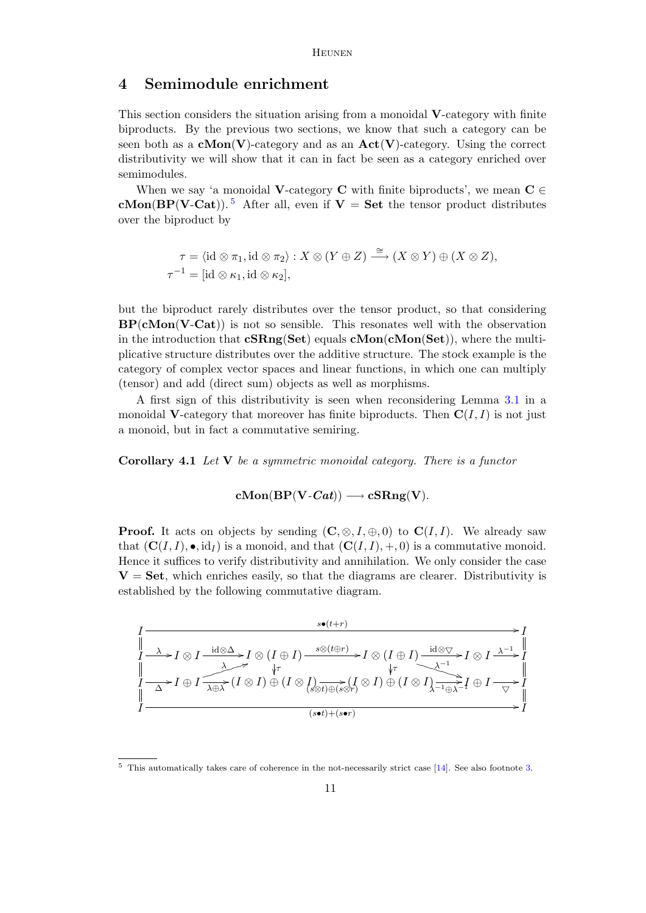## 4 Semimodule enrichment

This section considers the situation arising from a monoidal $\mathbf{V}$-category with finite biproducts. By the previous two sections, we know that such a category can be seen both as a $\mathbf{cMon}(\mathbf{V})$-category and as an $\mathbf{Act}(\mathbf{V})$-category. Using the correct distributivity we will show that it can in fact be seen as a category enriched over semimodules.

When we say 'a monoidal $\mathbf{V}$-category $\mathbf{C}$ with finite biproducts', we mean $\mathbf{C} \in \mathbf{cMon}(\mathbf{BP}(\mathbf{V}\text{-}\mathbf{Cat}))$.[5] After all, even if $\mathbf{V} = \mathbf{Set}$ the tensor product distributes over the biproduct by

$$\tau = \langle \mathrm{id} \otimes \pi_1, \mathrm{id} \otimes \pi_2 \rangle : X \otimes (Y \oplus Z) \xrightarrow{\cong} (X \otimes Y) \oplus (X \otimes Z),$$
$$\tau^{-1} = [\mathrm{id} \otimes \kappa_1, \mathrm{id} \otimes \kappa_2],$$

but the biproduct rarely distributes over the tensor product, so that considering $\mathbf{BP}(\mathbf{cMon}(\mathbf{V}\text{-}\mathbf{Cat}))$ is not so sensible. This resonates well with the observation in the introduction that $\mathbf{cSRng}(\mathbf{Set})$ equals $\mathbf{cMon}(\mathbf{cMon}(\mathbf{Set}))$, where the multiplicative structure distributes over the additive structure. The stock example is the category of complex vector spaces and linear functions, in which one can multiply (tensor) and add (direct sum) objects as well as morphisms.

A first sign of this distributivity is seen when reconsidering Lemma 3.1 in a monoidal $\mathbf{V}$-category that moreover has finite biproducts. Then $\mathbf{C}(I, I)$ is not just a monoid, but in fact a commutative semiring.

**Corollary 4.1** *Let $\mathbf{V}$ be a symmetric monoidal category. There is a functor*

$$\mathbf{cMon}(\mathbf{BP}(\mathbf{V}\text{-}\mathit{Cat})) \longrightarrow \mathbf{cSRng}(\mathbf{V}).$$

**Proof.** It acts on objects by sending $(\mathbf{C}, \otimes, I, \oplus, 0)$ to $\mathbf{C}(I, I)$. We already saw that $(\mathbf{C}(I, I), \bullet, \mathrm{id}_I)$ is a monoid, and that $(\mathbf{C}(I, I), +, 0)$ is a commutative monoid. Hence it suffices to verify distributivity and annihilation. We only consider the case $\mathbf{V} = \mathbf{Set}$, which enriches easily, so that the diagrams are clearer. Distributivity is established by the following commutative diagram.

$$\begin{array}{ccccccccccc}
I & & & & \xrightarrow{\quad s\bullet(t+r) \quad} & & & & & & I \\
\| & & & & & & & & & & \| \\
I & \xrightarrow{\lambda} & I \otimes I & \xrightarrow{\mathrm{id}\otimes\Delta} & I \otimes (I \oplus I) & \xrightarrow{s\otimes(t\oplus r)} & I \otimes (I \oplus I) & \xrightarrow{\mathrm{id}\otimes\nabla} & I \otimes I & \xrightarrow{\lambda^{-1}} & I \\
\| & & & \nearrow_{\lambda} & \downarrow\tau & & \downarrow\tau & \searrow^{\lambda^{-1}} & & & \| \\
I & \xrightarrow{\Delta} & I \oplus I & \xrightarrow{\lambda\oplus\lambda} & (I \otimes I) \oplus (I \otimes I) & \xrightarrow{(s\otimes t)\oplus(s\otimes r)} & (I \otimes I) \oplus (I \otimes I) & \xrightarrow{\lambda^{-1}\oplus\lambda^{-1}} & I \oplus I & \xrightarrow{\nabla} & I \\
\| & & & & & & & & & & \| \\
I & & & & \xrightarrow{\quad (s\bullet t)+(s\bullet r) \quad} & & & & & & I
\end{array}$$

[5] This automatically takes care of coherence in the not-necessarily strict case [14]. See also footnote 3.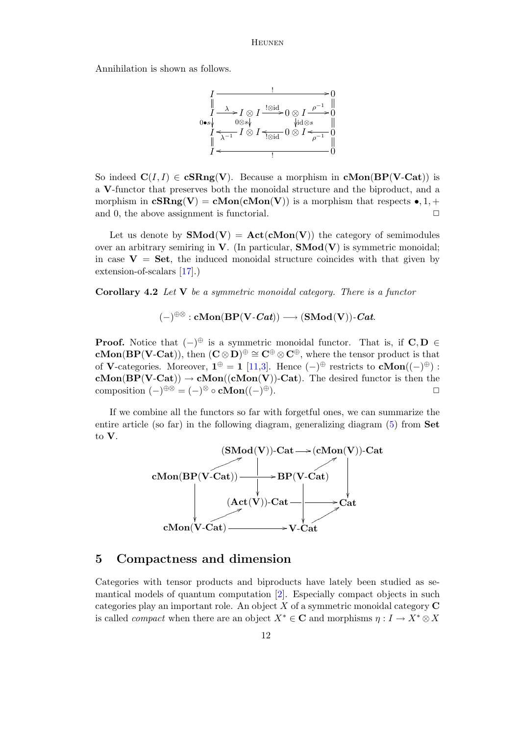Annihilation is shown as follows.

$$\begin{array}{ccccccc}
I & & \xrightarrow{\quad !\quad} & & & & 0 \\
\| & & & & & & \| \\
I & \xrightarrow{\lambda} & I \otimes I & \xrightarrow{!\otimes \mathrm{id}} & 0 \otimes I & \xrightarrow{\rho^{-1}} & 0 \\
{\scriptstyle 0\bullet s}\downarrow & & {\scriptstyle 0\otimes s}\downarrow & & \downarrow{\scriptstyle \mathrm{id}\otimes s} & & \| \\
I & \xleftarrow{\lambda^{-1}} & I \otimes I & \xleftarrow{!\otimes \mathrm{id}} & 0 \otimes I & \xleftarrow{\rho^{-1}} & 0 \\
\| & & & & & & \| \\
I & & \xleftarrow{\quad !\quad} & & & & 0
\end{array}$$

So indeed $\mathbf{C}(I,I) \in \mathbf{cSRng}(\mathbf{V})$. Because a morphism in $\mathbf{cMon}(\mathbf{BP}(\mathbf{V}\text{-}\mathbf{Cat}))$ is a $\mathbf{V}$-functor that preserves both the monoidal structure and the biproduct, and a morphism in $\mathbf{cSRng}(\mathbf{V}) = \mathbf{cMon}(\mathbf{cMon}(\mathbf{V}))$ is a morphism that respects $\bullet, 1, +$ and 0, the above assignment is functorial. □

Let us denote by $\mathbf{SMod}(\mathbf{V}) = \mathbf{Act}(\mathbf{cMon}(\mathbf{V}))$ the category of semimodules over an arbitrary semiring in $\mathbf{V}$. (In particular, $\mathbf{SMod}(\mathbf{V})$ is symmetric monoidal; in case $\mathbf{V} = \mathbf{Set}$, the induced monoidal structure coincides with that given by extension-of-scalars [17].)

**Corollary 4.2** *Let* $\mathbf{V}$ *be a symmetric monoidal category. There is a functor*

$$(-)^{\oplus\otimes} : \mathbf{cMon}(\mathbf{BP}(\mathbf{V}\text{-}\mathbf{\mathit{Cat}})) \longrightarrow (\mathbf{SMod}(\mathbf{V}))\text{-}\mathbf{\mathit{Cat}}.$$

**Proof.** Notice that $(-)^{\oplus}$ is a symmetric monoidal functor. That is, if $\mathbf{C}, \mathbf{D} \in \mathbf{cMon}(\mathbf{BP}(\mathbf{V}\text{-}\mathbf{Cat}))$, then $(\mathbf{C} \otimes \mathbf{D})^{\oplus} \cong \mathbf{C}^{\oplus} \otimes \mathbf{C}^{\oplus}$, where the tensor product is that of $\mathbf{V}$-categories. Moreover, $\mathbf{1}^{\oplus} = \mathbf{1}$ [11,3]. Hence $(-)^{\oplus}$ restricts to $\mathbf{cMon}((-)^{\oplus}) : \mathbf{cMon}(\mathbf{BP}(\mathbf{V}\text{-}\mathbf{Cat})) \to \mathbf{cMon}((\mathbf{cMon}(\mathbf{V}))\text{-}\mathbf{Cat})$. The desired functor is then the composition $(-)^{\oplus\otimes} = (-)^{\otimes} \circ \mathbf{cMon}((-)^{\oplus})$. □

If we combine all the functors so far with forgetful ones, we can summarize the entire article (so far) in the following diagram, generalizing diagram (5) from $\mathbf{Set}$ to $\mathbf{V}$.

$$\begin{array}{ccccccc}
 & & (\mathbf{SMod}(\mathbf{V}))\text{-}\mathbf{Cat} & \longrightarrow & (\mathbf{cMon}(\mathbf{V}))\text{-}\mathbf{Cat} & & \\
 & \nearrow & & \nearrow & & & \\
\mathbf{cMon}(\mathbf{BP}(\mathbf{V}\text{-}\mathbf{Cat})) & \longrightarrow & \mathbf{BP}(\mathbf{V}\text{-}\mathbf{Cat}) & & \downarrow & & \\
 & & \downarrow & & & & \\
\downarrow & & (\mathbf{Act}(\mathbf{V}))\text{-}\mathbf{Cat} & \longrightarrow & \mathbf{Cat} & & \\
 & \nearrow & & \nearrow & & & \\
\mathbf{cMon}(\mathbf{V}\text{-}\mathbf{Cat}) & \longrightarrow & \mathbf{V}\text{-}\mathbf{Cat} & & & &
\end{array}$$

## 5 Compactness and dimension

Categories with tensor products and biproducts have lately been studied as semantical models of quantum computation [2]. Especially compact objects in such categories play an important role. An object $X$ of a symmetric monoidal category $\mathbf{C}$ is called *compact* when there are an object $X^* \in \mathbf{C}$ and morphisms $\eta : I \to X^* \otimes X$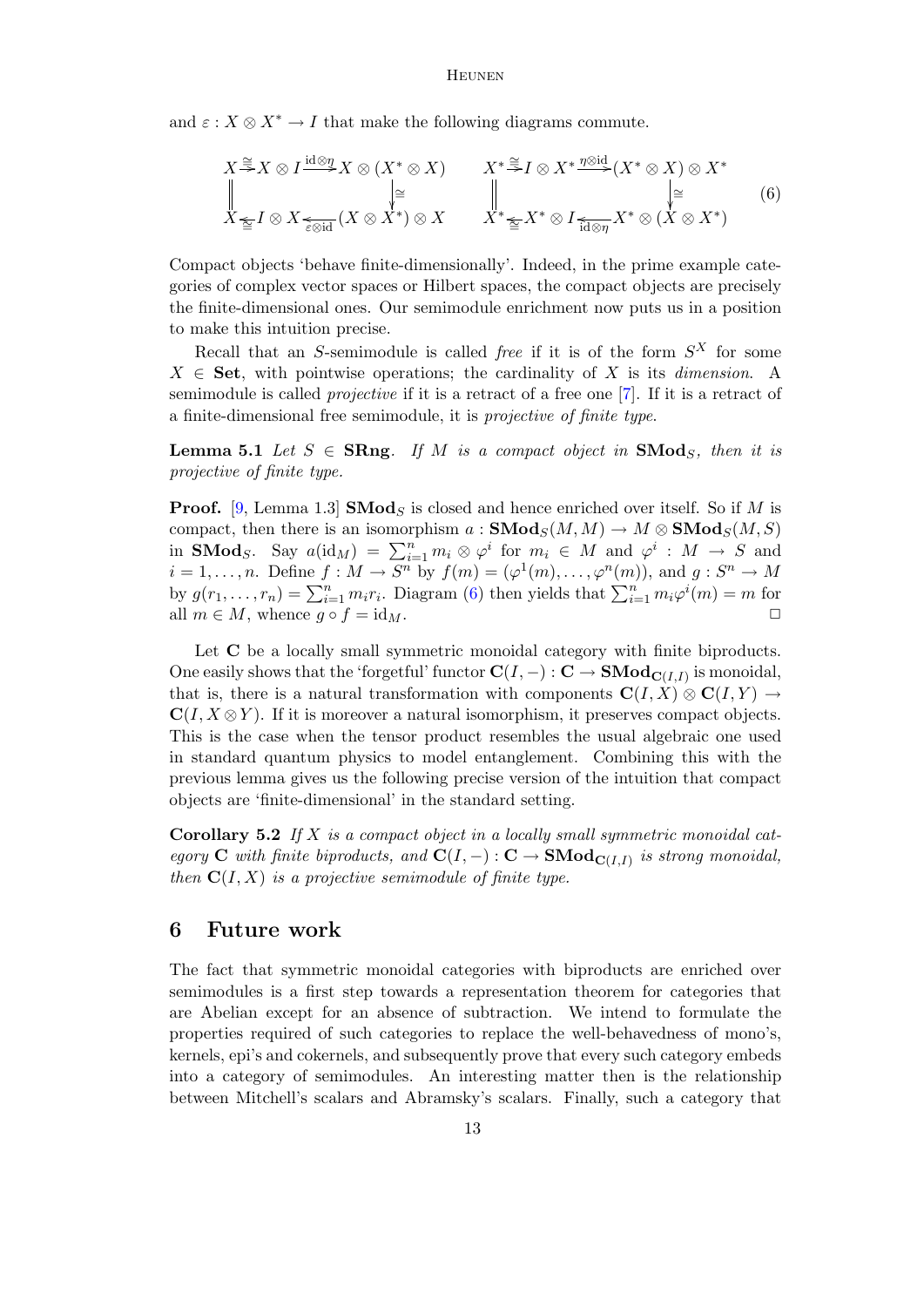and $\varepsilon : X \otimes X^* \to I$ that make the following diagrams commute.

$$
\begin{array}{ccccc}
X & \xrightarrow{\cong} & X \otimes I & \xrightarrow{\mathrm{id}\otimes\eta} & X \otimes (X^* \otimes X) \\
\| & & & & \downarrow \cong \\
X & \xleftarrow{\cong} & I \otimes X & \xleftarrow{\varepsilon\otimes\mathrm{id}} & (X \otimes X^*) \otimes X
\end{array}
\qquad
\begin{array}{ccccc}
X^* & \xrightarrow{\cong} & I \otimes X^* & \xrightarrow{\eta\otimes\mathrm{id}} & (X^* \otimes X) \otimes X^* \\
\| & & & & \downarrow \cong \\
X^* & \xleftarrow{\cong} & X^* \otimes I & \xleftarrow{\mathrm{id}\otimes\eta} & X^* \otimes (X \otimes X^*)
\end{array}
\qquad (6)
$$

Compact objects 'behave finite-dimensionally'. Indeed, in the prime example categories of complex vector spaces or Hilbert spaces, the compact objects are precisely the finite-dimensional ones. Our semimodule enrichment now puts us in a position to make this intuition precise.

Recall that an $S$-semimodule is called *free* if it is of the form $S^X$ for some $X \in \mathbf{Set}$, with pointwise operations; the cardinality of $X$ is its *dimension*. A semimodule is called *projective* if it is a retract of a free one [7]. If it is a retract of a finite-dimensional free semimodule, it is *projective of finite type*.

**Lemma 5.1** *Let $S \in \mathbf{SRng}$. If $M$ is a compact object in $\mathbf{SMod}_S$, then it is projective of finite type.*

**Proof.** [9, Lemma 1.3] $\mathbf{SMod}_S$ is closed and hence enriched over itself. So if $M$ is compact, then there is an isomorphism $a : \mathbf{SMod}_S(M, M) \to M \otimes \mathbf{SMod}_S(M, S)$ in $\mathbf{SMod}_S$. Say $a(\mathrm{id}_M) = \sum_{i=1}^n m_i \otimes \varphi^i$ for $m_i \in M$ and $\varphi^i : M \to S$ and $i = 1, \ldots, n$. Define $f : M \to S^n$ by $f(m) = (\varphi^1(m), \ldots, \varphi^n(m))$, and $g : S^n \to M$ by $g(r_1, \ldots, r_n) = \sum_{i=1}^n m_i r_i$. Diagram (6) then yields that $\sum_{i=1}^n m_i \varphi^i(m) = m$ for all $m \in M$, whence $g \circ f = \mathrm{id}_M$. □

Let $\mathbf{C}$ be a locally small symmetric monoidal category with finite biproducts. One easily shows that the 'forgetful' functor $\mathbf{C}(I, -) : \mathbf{C} \to \mathbf{SMod}_{\mathbf{C}(I,I)}$ is monoidal, that is, there is a natural transformation with components $\mathbf{C}(I, X) \otimes \mathbf{C}(I, Y) \to \mathbf{C}(I, X \otimes Y)$. If it is moreover a natural isomorphism, it preserves compact objects. This is the case when the tensor product resembles the usual algebraic one used in standard quantum physics to model entanglement. Combining this with the previous lemma gives us the following precise version of the intuition that compact objects are 'finite-dimensional' in the standard setting.

**Corollary 5.2** *If $X$ is a compact object in a locally small symmetric monoidal category $\mathbf{C}$ with finite biproducts, and $\mathbf{C}(I, -) : \mathbf{C} \to \mathbf{SMod}_{\mathbf{C}(I,I)}$ is strong monoidal, then $\mathbf{C}(I, X)$ is a projective semimodule of finite type.*

## 6 Future work

The fact that symmetric monoidal categories with biproducts are enriched over semimodules is a first step towards a representation theorem for categories that are Abelian except for an absence of subtraction. We intend to formulate the properties required of such categories to replace the well-behavedness of mono's, kernels, epi's and cokernels, and subsequently prove that every such category embeds into a category of semimodules. An interesting matter then is the relationship between Mitchell's scalars and Abramsky's scalars. Finally, such a category that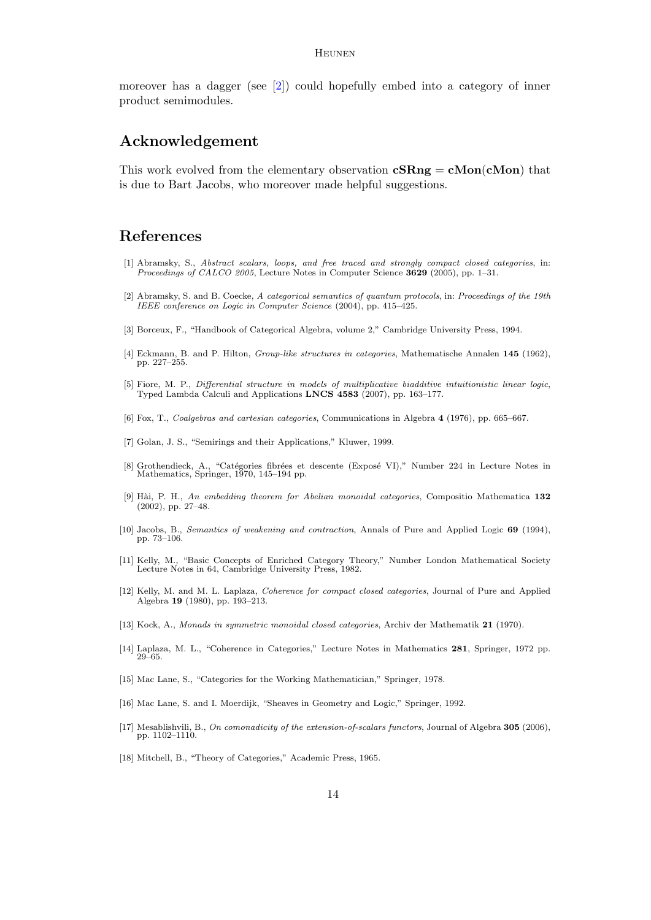moreover has a dagger (see [2]) could hopefully embed into a category of inner product semimodules.

## Acknowledgement

This work evolved from the elementary observation **cSRng** = **cMon**(**cMon**) that is due to Bart Jacobs, who moreover made helpful suggestions.

## References

[1] Abramsky, S., *Abstract scalars, loops, and free traced and strongly compact closed categories*, in: *Proceedings of CALCO 2005*, Lecture Notes in Computer Science **3629** (2005), pp. 1–31.

[2] Abramsky, S. and B. Coecke, *A categorical semantics of quantum protocols*, in: *Proceedings of the 19th IEEE conference on Logic in Computer Science* (2004), pp. 415–425.

[3] Borceux, F., "Handbook of Categorical Algebra, volume 2," Cambridge University Press, 1994.

[4] Eckmann, B. and P. Hilton, *Group-like structures in categories*, Mathematische Annalen **145** (1962), pp. 227–255.

[5] Fiore, M. P., *Differential structure in models of multiplicative biadditive intuitionistic linear logic*, Typed Lambda Calculi and Applications **LNCS 4583** (2007), pp. 163–177.

[6] Fox, T., *Coalgebras and cartesian categories*, Communications in Algebra **4** (1976), pp. 665–667.

[7] Golan, J. S., "Semirings and their Applications," Kluwer, 1999.

[8] Grothendieck, A., "Catégories fibrées et descente (Exposé VI)," Number 224 in Lecture Notes in Mathematics, Springer, 1970, 145–194 pp.

[9] Hài, P. H., *An embedding theorem for Abelian monoidal categories*, Compositio Mathematica **132** (2002), pp. 27–48.

[10] Jacobs, B., *Semantics of weakening and contraction*, Annals of Pure and Applied Logic **69** (1994), pp. 73–106.

[11] Kelly, M., "Basic Concepts of Enriched Category Theory," Number London Mathematical Society Lecture Notes in 64, Cambridge University Press, 1982.

[12] Kelly, M. and M. L. Laplaza, *Coherence for compact closed categories*, Journal of Pure and Applied Algebra **19** (1980), pp. 193–213.

[13] Kock, A., *Monads in symmetric monoidal closed categories*, Archiv der Mathematik **21** (1970).

[14] Laplaza, M. L., "Coherence in Categories," Lecture Notes in Mathematics **281**, Springer, 1972 pp. 29–65.

[15] Mac Lane, S., "Categories for the Working Mathematician," Springer, 1978.

[16] Mac Lane, S. and I. Moerdijk, "Sheaves in Geometry and Logic," Springer, 1992.

[17] Mesablishvili, B., *On comonadicity of the extension-of-scalars functors*, Journal of Algebra **305** (2006), pp. 1102–1110.

[18] Mitchell, B., "Theory of Categories," Academic Press, 1965.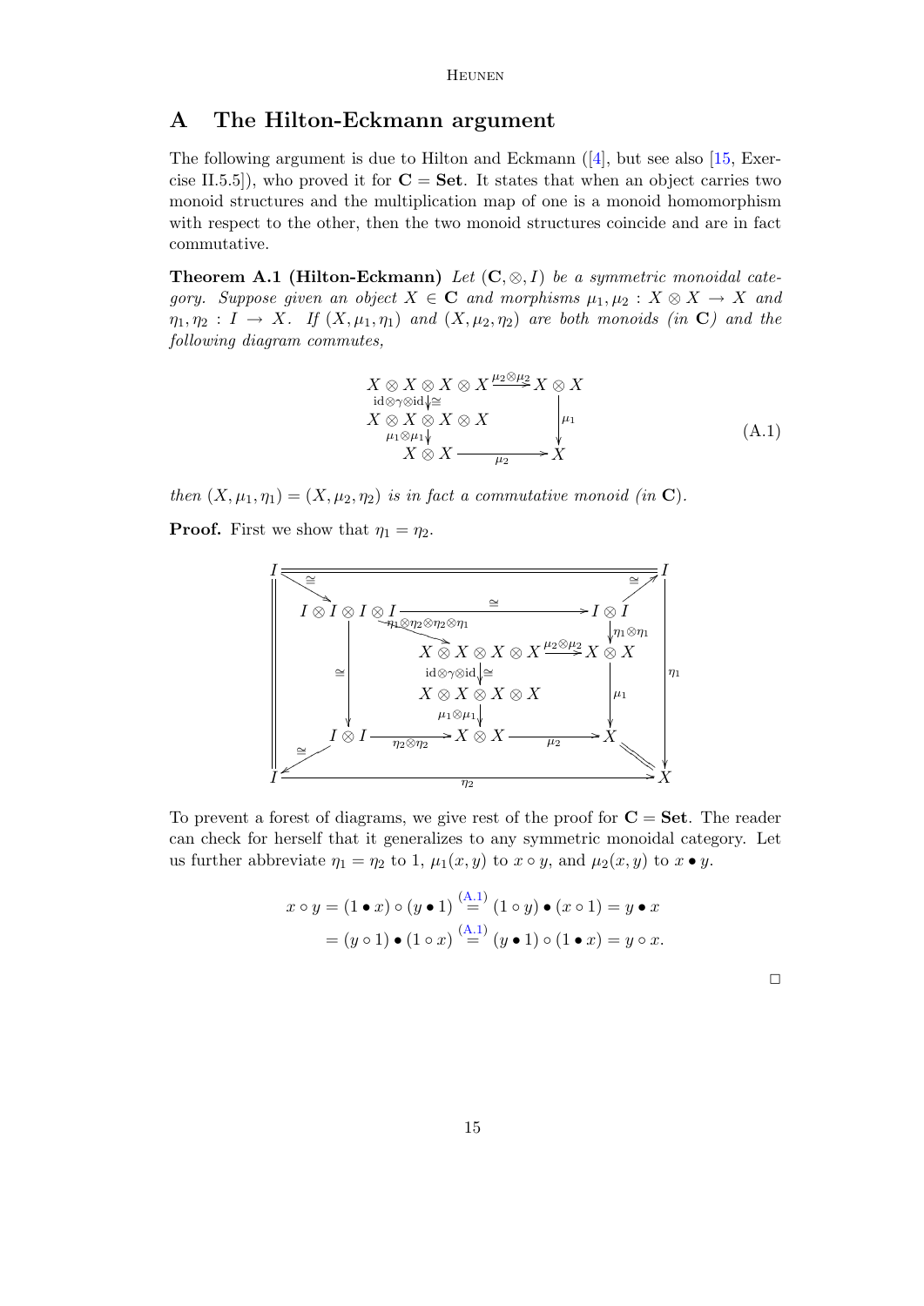## A The Hilton-Eckmann argument

The following argument is due to Hilton and Eckmann ([4], but see also [15, Exercise II.5.5]), who proved it for $\mathbf{C} = \mathbf{Set}$. It states that when an object carries two monoid structures and the multiplication map of one is a monoid homomorphism with respect to the other, then the two monoid structures coincide and are in fact commutative.

**Theorem A.1 (Hilton-Eckmann)** *Let $(\mathbf{C}, \otimes, I)$ be a symmetric monoidal category. Suppose given an object $X \in \mathbf{C}$ and morphisms $\mu_1, \mu_2 : X \otimes X \to X$ and $\eta_1, \eta_2 : I \to X$. If $(X, \mu_1, \eta_1)$ and $(X, \mu_2, \eta_2)$ are both monoids (in $\mathbf{C}$) and the following diagram commutes,*

$$\begin{array}{ccc}
X \otimes X \otimes X \otimes X & \xrightarrow{\mu_2 \otimes \mu_2} & X \otimes X \\
\downarrow{\scriptstyle \mathrm{id} \otimes \gamma \otimes \mathrm{id}}\ \cong & & \\
X \otimes X \otimes X \otimes X & & \downarrow{\scriptstyle \mu_1} \\
\downarrow{\scriptstyle \mu_1 \otimes \mu_1} & & \\
X \otimes X & \xrightarrow[\mu_2]{} & X
\end{array} \tag{A.1}$$

*then $(X, \mu_1, \eta_1) = (X, \mu_2, \eta_2)$ is in fact a commutative monoid (in $\mathbf{C}$).*

**Proof.** First we show that $\eta_1 = \eta_2$.

$$\begin{array}{ccccc}
I & = & = & = & I \\
\searrow{\scriptstyle \cong} & & & & \nearrow{\scriptstyle \cong} \\
I \otimes I \otimes I \otimes I & & \xrightarrow{\cong} & & I \otimes I \\
& \searrow{\scriptstyle \eta_1 \otimes \eta_2 \otimes \eta_2 \otimes \eta_1} & & & \downarrow{\scriptstyle \eta_1 \otimes \eta_1} \\
& & X \otimes X \otimes X \otimes X & \xrightarrow{\mu_2 \otimes \mu_2} & X \otimes X \\
\downarrow{\scriptstyle \cong} & & \downarrow{\scriptstyle \mathrm{id} \otimes \gamma \otimes \mathrm{id}}\ \cong & & \downarrow{\scriptstyle \mu_1} \\
& & X \otimes X \otimes X \otimes X & & \\
& & \downarrow{\scriptstyle \mu_1 \otimes \mu_1} & & \\
I \otimes I & \xrightarrow{\eta_2 \otimes \eta_2} & X \otimes X & \xrightarrow{\mu_2} & X \\
\swarrow{\scriptstyle \cong} & & & & \searrow{=} \\
I & & \xrightarrow{\eta_2} & & X
\end{array}$$

(with the outer right arrow $I \xrightarrow{\eta_1} X$ and the outer left edge $I = I$)

To prevent a forest of diagrams, we give rest of the proof for $\mathbf{C} = \mathbf{Set}$. The reader can check for herself that it generalizes to any symmetric monoidal category. Let us further abbreviate $\eta_1 = \eta_2$ to 1, $\mu_1(x, y)$ to $x \circ y$, and $\mu_2(x, y)$ to $x \bullet y$.

$$\begin{aligned}
x \circ y &= (1 \bullet x) \circ (y \bullet 1) \overset{\text{(A.1)}}{=} (1 \circ y) \bullet (x \circ 1) = y \bullet x \\
&= (y \circ 1) \bullet (1 \circ x) \overset{\text{(A.1)}}{=} (y \bullet 1) \circ (1 \bullet x) = y \circ x.
\end{aligned}$$

□